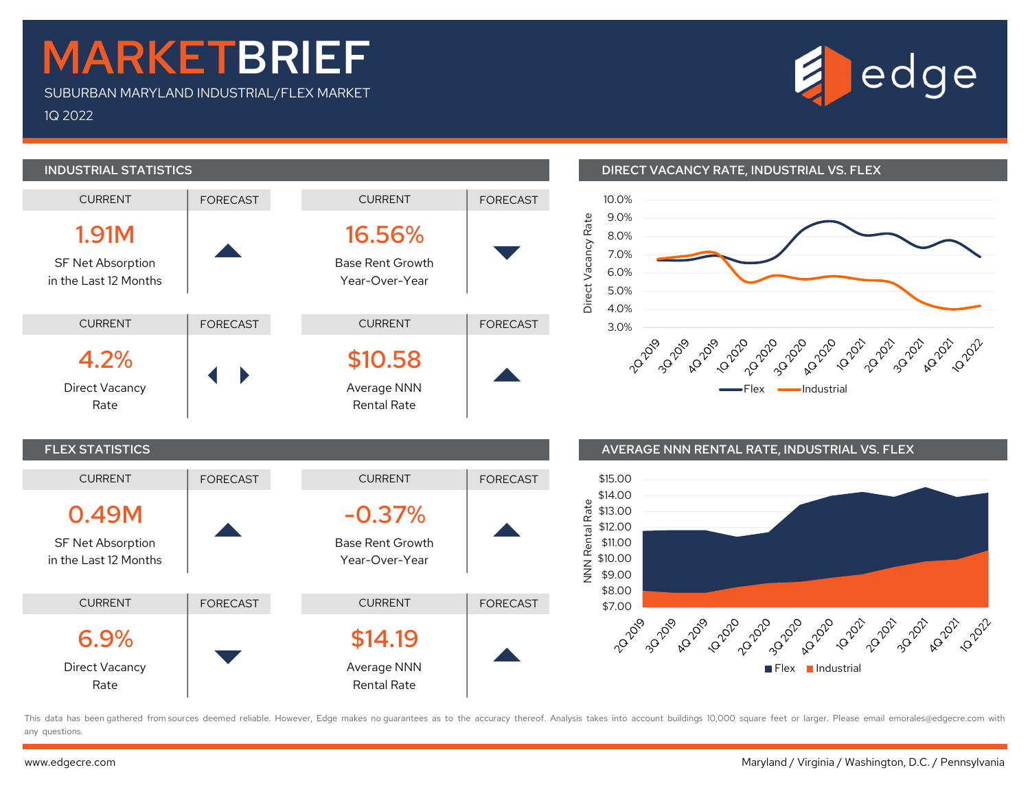# MARKETBRIEF

SUBURBAN MARYLAND INDUSTRIAL/FLEX MARKET

1Q 2022

edge

## INDUSTRIAL STATISTICS

| Metric | Current | Forecast |
|---|---|---|
| SF Net Absorption in the Last 12 Months | 1.91M | ▲ |
| Base Rent Growth Year-Over-Year | 16.56% | ▼ |
| Direct Vacancy Rate | 4.2% | ◀ ▶ |
| Average NNN Rental Rate | $10.58 | ▲ |

## FLEX STATISTICS

| Metric | Current | Forecast |
|---|---|---|
| SF Net Absorption in the Last 12 Months | 0.49M | ▲ |
| Base Rent Growth Year-Over-Year | -0.37% | ▲ |
| Direct Vacancy Rate | 6.9% | ▼ |
| Average NNN Rental Rate | $14.19 | ▲ |

## DIRECT VACANCY RATE, INDUSTRIAL VS. FLEX

Line chart: Direct Vacancy Rate (3.0%–10.0%), 2Q 2019 to 1Q 2022. Legend: Flex, Industrial.

## AVERAGE NNN RENTAL RATE, INDUSTRIAL VS. FLEX

Area chart: NNN Rental Rate ($7.00–$15.00), 2Q 2019 to 1Q 2022. Legend: Flex, Industrial.

This data has been gathered from sources deemed reliable. However, Edge makes no guarantees as to the accuracy thereof. Analysis takes into account buildings 10,000 square feet or larger. Please email emorales@edgecre.com with any questions.

www.edgecre.com

Maryland / Virginia / Washington, D.C. / Pennsylvania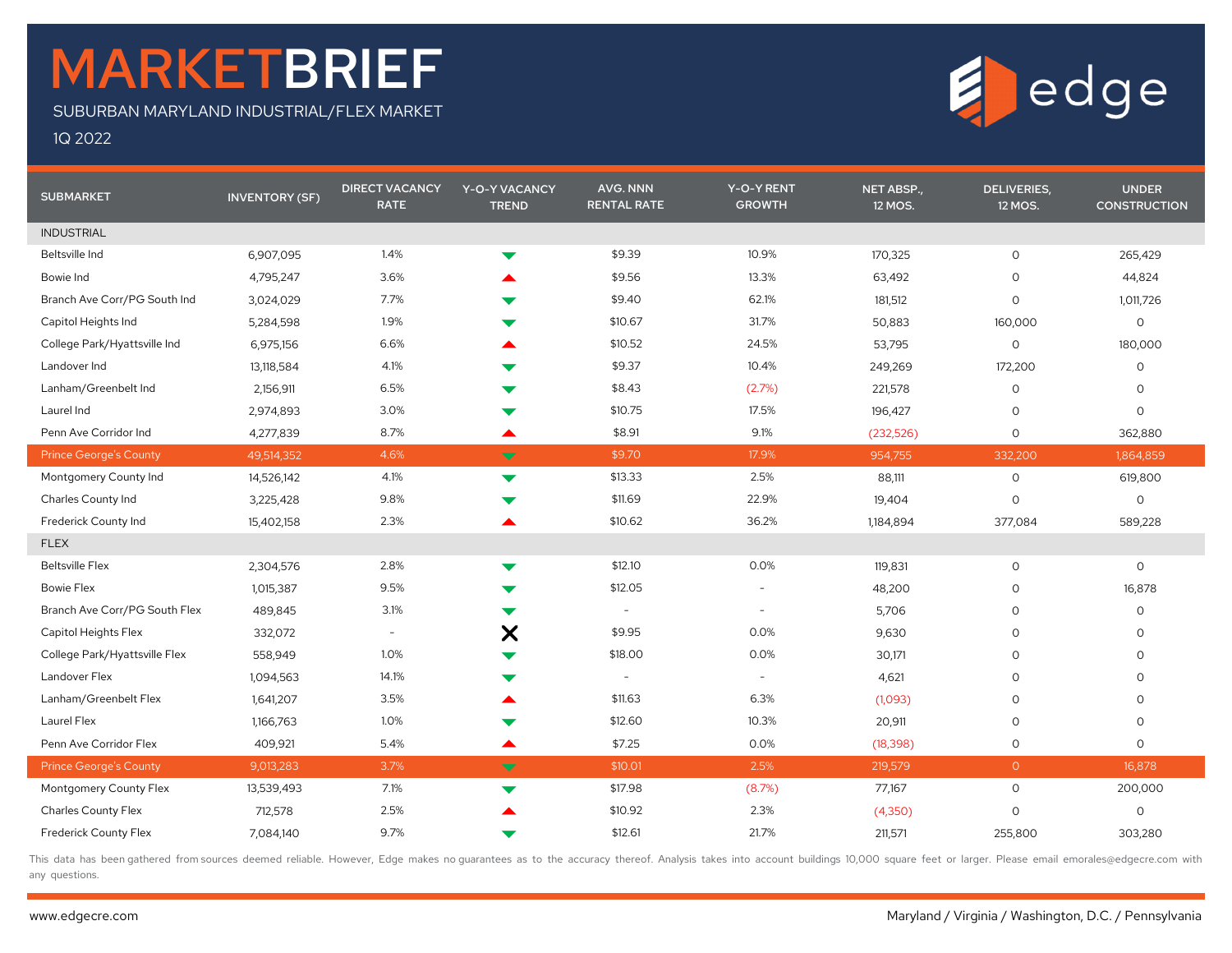# MARKETBRIEF

SUBURBAN MARYLAND INDUSTRIAL/FLEX MARKET

1Q 2022

| SUBMARKET | INVENTORY (SF) | DIRECT VACANCY RATE | Y-O-Y VACANCY TREND | AVG. NNN RENTAL RATE | Y-O-Y RENT GROWTH | NET ABSP., 12 MOS. | DELIVERIES, 12 MOS. | UNDER CONSTRUCTION |
|---|---|---|---|---|---|---|---|---|
| INDUSTRIAL | | | | | | | | |
| Beltsville Ind | 6,907,095 | 1.4% | ▼ | $9.39 | 10.9% | 170,325 | 0 | 265,429 |
| Bowie Ind | 4,795,247 | 3.6% | ▲ | $9.56 | 13.3% | 63,492 | 0 | 44,824 |
| Branch Ave Corr/PG South Ind | 3,024,029 | 7.7% | ▼ | $9.40 | 62.1% | 181,512 | 0 | 1,011,726 |
| Capitol Heights Ind | 5,284,598 | 1.9% | ▼ | $10.67 | 31.7% | 50,883 | 160,000 | 0 |
| College Park/Hyattsville Ind | 6,975,156 | 6.6% | ▲ | $10.52 | 24.5% | 53,795 | 0 | 180,000 |
| Landover Ind | 13,118,584 | 4.1% | ▼ | $9.37 | 10.4% | 249,269 | 172,200 | 0 |
| Lanham/Greenbelt Ind | 2,156,911 | 6.5% | ▼ | $8.43 | (2.7%) | 221,578 | 0 | 0 |
| Laurel Ind | 2,974,893 | 3.0% | ▼ | $10.75 | 17.5% | 196,427 | 0 | 0 |
| Penn Ave Corridor Ind | 4,277,839 | 8.7% | ▲ | $8.91 | 9.1% | (232,526) | 0 | 362,880 |
| Prince George's County | 49,514,352 | 4.6% | ▼ | $9.70 | 17.9% | 954,755 | 332,200 | 1,864,859 |
| Montgomery County Ind | 14,526,142 | 4.1% | ▼ | $13.33 | 2.5% | 88,111 | 0 | 619,800 |
| Charles County Ind | 3,225,428 | 9.8% | ▼ | $11.69 | 22.9% | 19,404 | 0 | 0 |
| Frederick County Ind | 15,402,158 | 2.3% | ▲ | $10.62 | 36.2% | 1,184,894 | 377,084 | 589,228 |
| FLEX | | | | | | | | |
| Beltsville Flex | 2,304,576 | 2.8% | ▼ | $12.10 | 0.0% | 119,831 | 0 | 0 |
| Bowie Flex | 1,015,387 | 9.5% | ▼ | $12.05 | - | 48,200 | 0 | 16,878 |
| Branch Ave Corr/PG South Flex | 489,845 | 3.1% | ▼ | - | - | 5,706 | 0 | 0 |
| Capitol Heights Flex | 332,072 | - | ✕ | $9.95 | 0.0% | 9,630 | 0 | 0 |
| College Park/Hyattsville Flex | 558,949 | 1.0% | ▼ | $18.00 | 0.0% | 30,171 | 0 | 0 |
| Landover Flex | 1,094,563 | 14.1% | ▼ | - | - | 4,621 | 0 | 0 |
| Lanham/Greenbelt Flex | 1,641,207 | 3.5% | ▲ | $11.63 | 6.3% | (1,093) | 0 | 0 |
| Laurel Flex | 1,166,763 | 1.0% | ▼ | $12.60 | 10.3% | 20,911 | 0 | 0 |
| Penn Ave Corridor Flex | 409,921 | 5.4% | ▲ | $7.25 | 0.0% | (18,398) | 0 | 0 |
| Prince George's County | 9,013,283 | 3.7% | ▼ | $10.01 | 2.5% | 219,579 | 0 | 16,878 |
| Montgomery County Flex | 13,539,493 | 7.1% | ▼ | $17.98 | (8.7%) | 77,167 | 0 | 200,000 |
| Charles County Flex | 712,578 | 2.5% | ▲ | $10.92 | 2.3% | (4,350) | 0 | 0 |
| Frederick County Flex | 7,084,140 | 9.7% | ▼ | $12.61 | 21.7% | 211,571 | 255,800 | 303,280 |

This data has been gathered from sources deemed reliable. However, Edge makes no guarantees as to the accuracy thereof. Analysis takes into account buildings 10,000 square feet or larger. Please email emorales@edgecre.com with any questions.

www.edgecre.com

Maryland / Virginia / Washington, D.C. / Pennsylvania